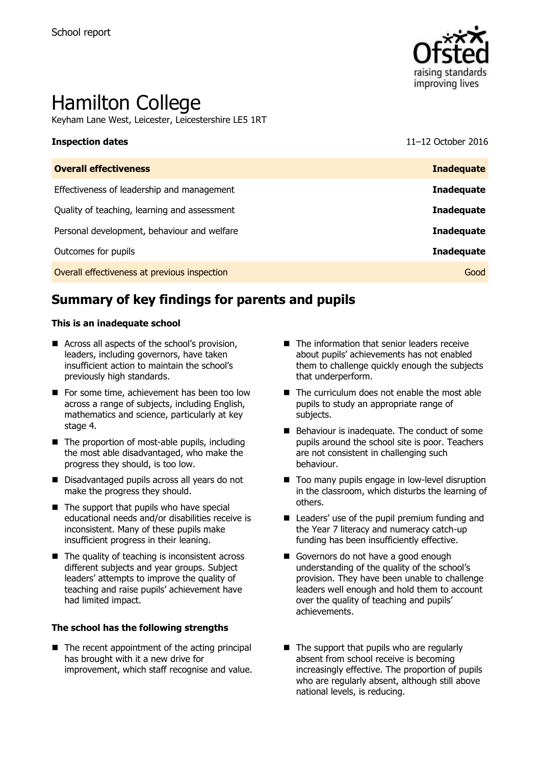School report

# Hamilton College

Keyham Lane West, Leicester, Leicestershire LE5 1RT

| **Inspection dates** | 11–12 October 2016 |
| --- | --- |
| **Overall effectiveness** | **Inadequate** |
| Effectiveness of leadership and management | **Inadequate** |
| Quality of teaching, learning and assessment | **Inadequate** |
| Personal development, behaviour and welfare | **Inadequate** |
| Outcomes for pupils | **Inadequate** |
| Overall effectiveness at previous inspection | Good |

## Summary of key findings for parents and pupils

**This is an inadequate school**

- Across all aspects of the school's provision, leaders, including governors, have taken insufficient action to maintain the school's previously high standards.
- For some time, achievement has been too low across a range of subjects, including English, mathematics and science, particularly at key stage 4.
- The proportion of most-able pupils, including the most able disadvantaged, who make the progress they should, is too low.
- Disadvantaged pupils across all years do not make the progress they should.
- The support that pupils who have special educational needs and/or disabilities receive is inconsistent. Many of these pupils make insufficient progress in their leaning.
- The quality of teaching is inconsistent across different subjects and year groups. Subject leaders' attempts to improve the quality of teaching and raise pupils' achievement have had limited impact.
- The information that senior leaders receive about pupils' achievements has not enabled them to challenge quickly enough the subjects that underperform.
- The curriculum does not enable the most able pupils to study an appropriate range of subjects.
- Behaviour is inadequate. The conduct of some pupils around the school site is poor. Teachers are not consistent in challenging such behaviour.
- Too many pupils engage in low-level disruption in the classroom, which disturbs the learning of others.
- Leaders' use of the pupil premium funding and the Year 7 literacy and numeracy catch-up funding has been insufficiently effective.
- Governors do not have a good enough understanding of the quality of the school's provision. They have been unable to challenge leaders well enough and hold them to account over the quality of teaching and pupils' achievements.

**The school has the following strengths**

- The recent appointment of the acting principal has brought with it a new drive for improvement, which staff recognise and value.
- The support that pupils who are regularly absent from school receive is becoming increasingly effective. The proportion of pupils who are regularly absent, although still above national levels, is reducing.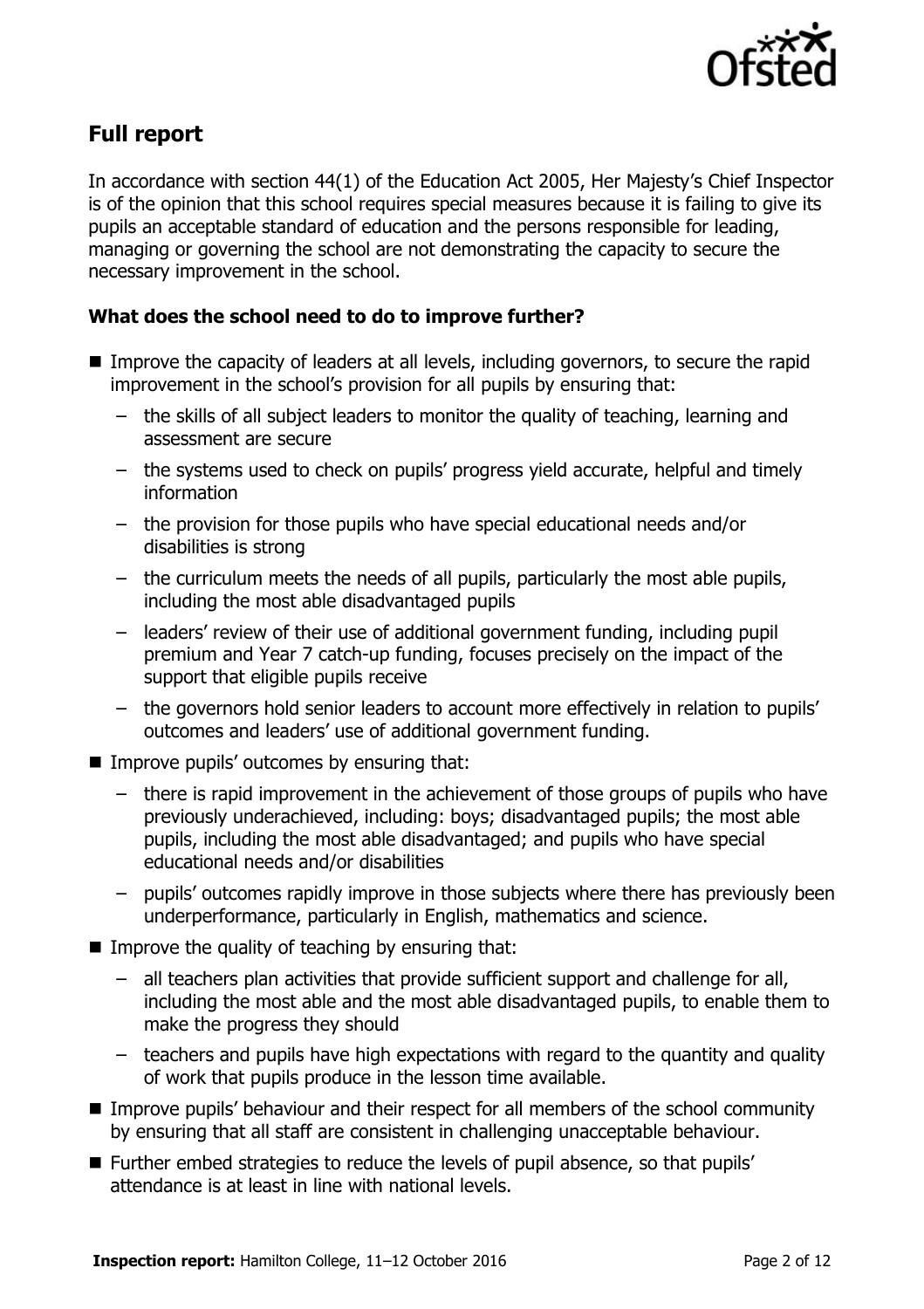## Full report

In accordance with section 44(1) of the Education Act 2005, Her Majesty's Chief Inspector is of the opinion that this school requires special measures because it is failing to give its pupils an acceptable standard of education and the persons responsible for leading, managing or governing the school are not demonstrating the capacity to secure the necessary improvement in the school.

### What does the school need to do to improve further?

- Improve the capacity of leaders at all levels, including governors, to secure the rapid improvement in the school's provision for all pupils by ensuring that:
  - the skills of all subject leaders to monitor the quality of teaching, learning and assessment are secure
  - the systems used to check on pupils' progress yield accurate, helpful and timely information
  - the provision for those pupils who have special educational needs and/or disabilities is strong
  - the curriculum meets the needs of all pupils, particularly the most able pupils, including the most able disadvantaged pupils
  - leaders' review of their use of additional government funding, including pupil premium and Year 7 catch-up funding, focuses precisely on the impact of the support that eligible pupils receive
  - the governors hold senior leaders to account more effectively in relation to pupils' outcomes and leaders' use of additional government funding.
- Improve pupils' outcomes by ensuring that:
  - there is rapid improvement in the achievement of those groups of pupils who have previously underachieved, including: boys; disadvantaged pupils; the most able pupils, including the most able disadvantaged; and pupils who have special educational needs and/or disabilities
  - pupils' outcomes rapidly improve in those subjects where there has previously been underperformance, particularly in English, mathematics and science.
- Improve the quality of teaching by ensuring that:
  - all teachers plan activities that provide sufficient support and challenge for all, including the most able and the most able disadvantaged pupils, to enable them to make the progress they should
  - teachers and pupils have high expectations with regard to the quantity and quality of work that pupils produce in the lesson time available.
- Improve pupils' behaviour and their respect for all members of the school community by ensuring that all staff are consistent in challenging unacceptable behaviour.
- Further embed strategies to reduce the levels of pupil absence, so that pupils' attendance is at least in line with national levels.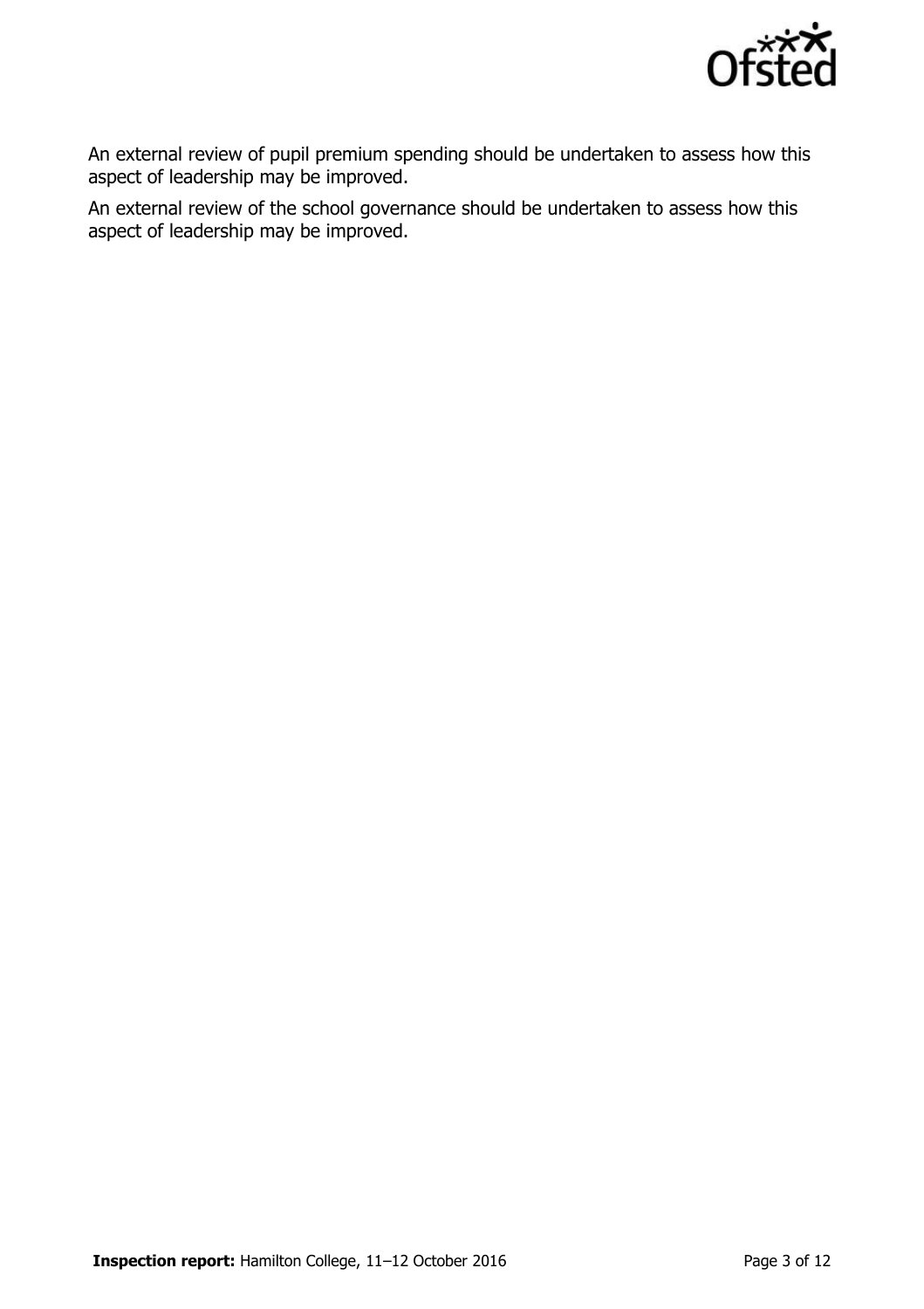An external review of pupil premium spending should be undertaken to assess how this aspect of leadership may be improved.

An external review of the school governance should be undertaken to assess how this aspect of leadership may be improved.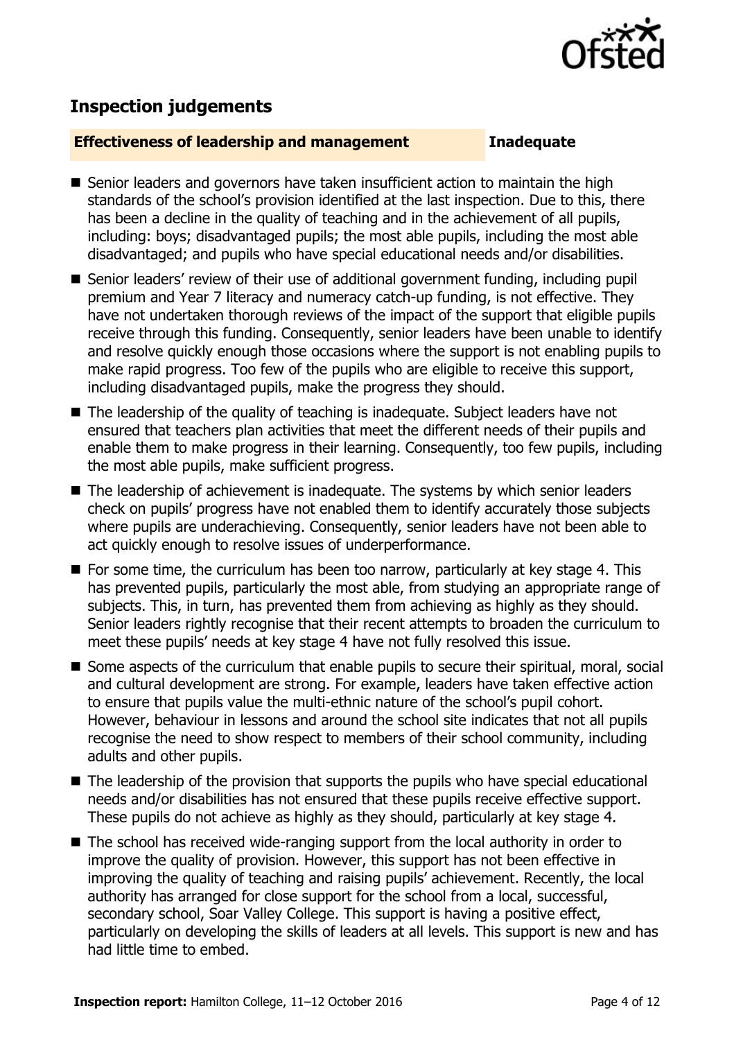## Inspection judgements

**Effectiveness of leadership and management** **Inadequate**

- Senior leaders and governors have taken insufficient action to maintain the high standards of the school's provision identified at the last inspection. Due to this, there has been a decline in the quality of teaching and in the achievement of all pupils, including: boys; disadvantaged pupils; the most able pupils, including the most able disadvantaged; and pupils who have special educational needs and/or disabilities.
- Senior leaders' review of their use of additional government funding, including pupil premium and Year 7 literacy and numeracy catch-up funding, is not effective. They have not undertaken thorough reviews of the impact of the support that eligible pupils receive through this funding. Consequently, senior leaders have been unable to identify and resolve quickly enough those occasions where the support is not enabling pupils to make rapid progress. Too few of the pupils who are eligible to receive this support, including disadvantaged pupils, make the progress they should.
- The leadership of the quality of teaching is inadequate. Subject leaders have not ensured that teachers plan activities that meet the different needs of their pupils and enable them to make progress in their learning. Consequently, too few pupils, including the most able pupils, make sufficient progress.
- The leadership of achievement is inadequate. The systems by which senior leaders check on pupils' progress have not enabled them to identify accurately those subjects where pupils are underachieving. Consequently, senior leaders have not been able to act quickly enough to resolve issues of underperformance.
- For some time, the curriculum has been too narrow, particularly at key stage 4. This has prevented pupils, particularly the most able, from studying an appropriate range of subjects. This, in turn, has prevented them from achieving as highly as they should. Senior leaders rightly recognise that their recent attempts to broaden the curriculum to meet these pupils' needs at key stage 4 have not fully resolved this issue.
- Some aspects of the curriculum that enable pupils to secure their spiritual, moral, social and cultural development are strong. For example, leaders have taken effective action to ensure that pupils value the multi-ethnic nature of the school's pupil cohort. However, behaviour in lessons and around the school site indicates that not all pupils recognise the need to show respect to members of their school community, including adults and other pupils.
- The leadership of the provision that supports the pupils who have special educational needs and/or disabilities has not ensured that these pupils receive effective support. These pupils do not achieve as highly as they should, particularly at key stage 4.
- The school has received wide-ranging support from the local authority in order to improve the quality of provision. However, this support has not been effective in improving the quality of teaching and raising pupils' achievement. Recently, the local authority has arranged for close support for the school from a local, successful, secondary school, Soar Valley College. This support is having a positive effect, particularly on developing the skills of leaders at all levels. This support is new and has had little time to embed.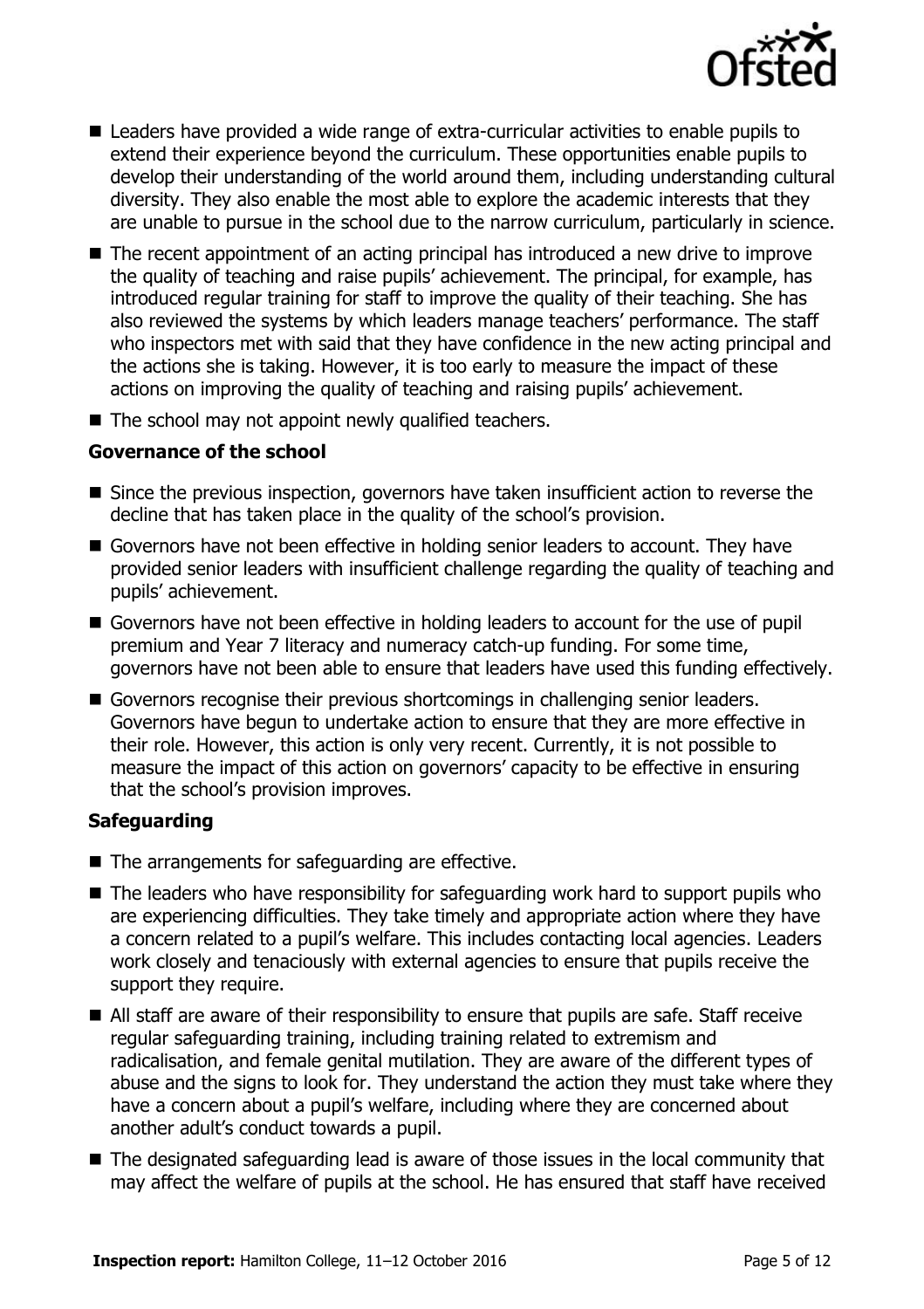- Leaders have provided a wide range of extra-curricular activities to enable pupils to extend their experience beyond the curriculum. These opportunities enable pupils to develop their understanding of the world around them, including understanding cultural diversity. They also enable the most able to explore the academic interests that they are unable to pursue in the school due to the narrow curriculum, particularly in science.
- The recent appointment of an acting principal has introduced a new drive to improve the quality of teaching and raise pupils' achievement. The principal, for example, has introduced regular training for staff to improve the quality of their teaching. She has also reviewed the systems by which leaders manage teachers' performance. The staff who inspectors met with said that they have confidence in the new acting principal and the actions she is taking. However, it is too early to measure the impact of these actions on improving the quality of teaching and raising pupils' achievement.
- The school may not appoint newly qualified teachers.

### Governance of the school

- Since the previous inspection, governors have taken insufficient action to reverse the decline that has taken place in the quality of the school's provision.
- Governors have not been effective in holding senior leaders to account. They have provided senior leaders with insufficient challenge regarding the quality of teaching and pupils' achievement.
- Governors have not been effective in holding leaders to account for the use of pupil premium and Year 7 literacy and numeracy catch-up funding. For some time, governors have not been able to ensure that leaders have used this funding effectively.
- Governors recognise their previous shortcomings in challenging senior leaders. Governors have begun to undertake action to ensure that they are more effective in their role. However, this action is only very recent. Currently, it is not possible to measure the impact of this action on governors' capacity to be effective in ensuring that the school's provision improves.

### Safeguarding

- The arrangements for safeguarding are effective.
- The leaders who have responsibility for safeguarding work hard to support pupils who are experiencing difficulties. They take timely and appropriate action where they have a concern related to a pupil's welfare. This includes contacting local agencies. Leaders work closely and tenaciously with external agencies to ensure that pupils receive the support they require.
- All staff are aware of their responsibility to ensure that pupils are safe. Staff receive regular safeguarding training, including training related to extremism and radicalisation, and female genital mutilation. They are aware of the different types of abuse and the signs to look for. They understand the action they must take where they have a concern about a pupil's welfare, including where they are concerned about another adult's conduct towards a pupil.
- The designated safeguarding lead is aware of those issues in the local community that may affect the welfare of pupils at the school. He has ensured that staff have received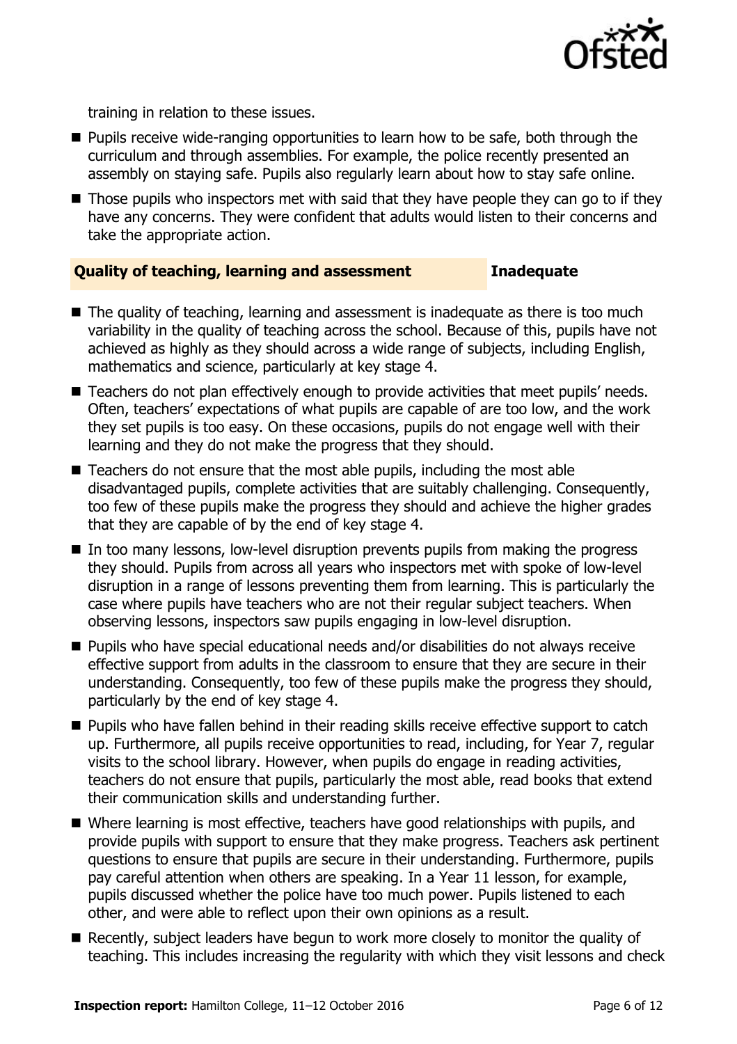training in relation to these issues.

- Pupils receive wide-ranging opportunities to learn how to be safe, both through the curriculum and through assemblies. For example, the police recently presented an assembly on staying safe. Pupils also regularly learn about how to stay safe online.
- Those pupils who inspectors met with said that they have people they can go to if they have any concerns. They were confident that adults would listen to their concerns and take the appropriate action.

### Quality of teaching, learning and assessment — Inadequate

- The quality of teaching, learning and assessment is inadequate as there is too much variability in the quality of teaching across the school. Because of this, pupils have not achieved as highly as they should across a wide range of subjects, including English, mathematics and science, particularly at key stage 4.
- Teachers do not plan effectively enough to provide activities that meet pupils' needs. Often, teachers' expectations of what pupils are capable of are too low, and the work they set pupils is too easy. On these occasions, pupils do not engage well with their learning and they do not make the progress that they should.
- Teachers do not ensure that the most able pupils, including the most able disadvantaged pupils, complete activities that are suitably challenging. Consequently, too few of these pupils make the progress they should and achieve the higher grades that they are capable of by the end of key stage 4.
- In too many lessons, low-level disruption prevents pupils from making the progress they should. Pupils from across all years who inspectors met with spoke of low-level disruption in a range of lessons preventing them from learning. This is particularly the case where pupils have teachers who are not their regular subject teachers. When observing lessons, inspectors saw pupils engaging in low-level disruption.
- Pupils who have special educational needs and/or disabilities do not always receive effective support from adults in the classroom to ensure that they are secure in their understanding. Consequently, too few of these pupils make the progress they should, particularly by the end of key stage 4.
- Pupils who have fallen behind in their reading skills receive effective support to catch up. Furthermore, all pupils receive opportunities to read, including, for Year 7, regular visits to the school library. However, when pupils do engage in reading activities, teachers do not ensure that pupils, particularly the most able, read books that extend their communication skills and understanding further.
- Where learning is most effective, teachers have good relationships with pupils, and provide pupils with support to ensure that they make progress. Teachers ask pertinent questions to ensure that pupils are secure in their understanding. Furthermore, pupils pay careful attention when others are speaking. In a Year 11 lesson, for example, pupils discussed whether the police have too much power. Pupils listened to each other, and were able to reflect upon their own opinions as a result.
- Recently, subject leaders have begun to work more closely to monitor the quality of teaching. This includes increasing the regularity with which they visit lessons and check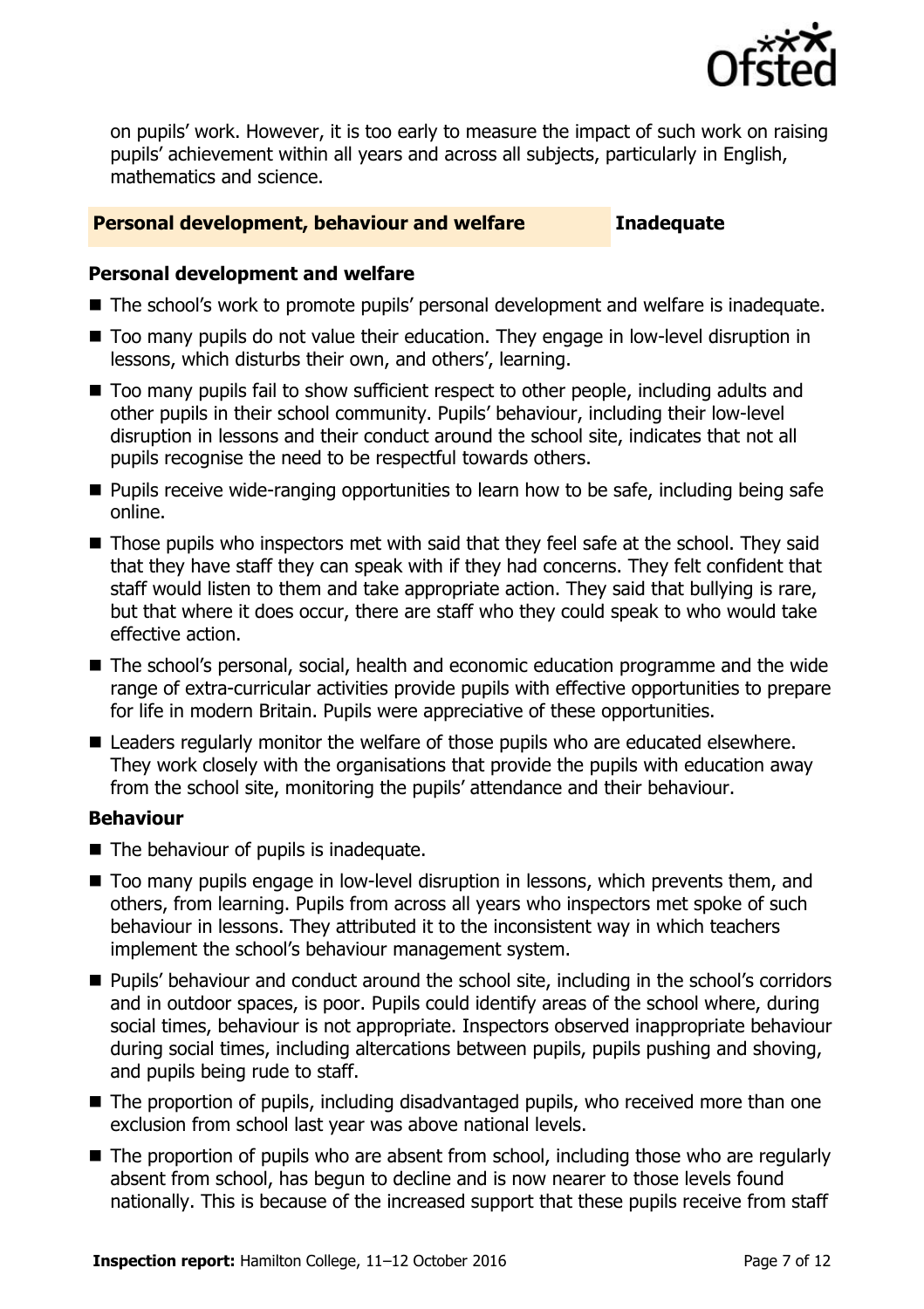on pupils' work. However, it is too early to measure the impact of such work on raising pupils' achievement within all years and across all subjects, particularly in English, mathematics and science.

## Personal development, behaviour and welfare — Inadequate

### Personal development and welfare

- The school's work to promote pupils' personal development and welfare is inadequate.
- Too many pupils do not value their education. They engage in low-level disruption in lessons, which disturbs their own, and others', learning.
- Too many pupils fail to show sufficient respect to other people, including adults and other pupils in their school community. Pupils' behaviour, including their low-level disruption in lessons and their conduct around the school site, indicates that not all pupils recognise the need to be respectful towards others.
- Pupils receive wide-ranging opportunities to learn how to be safe, including being safe online.
- Those pupils who inspectors met with said that they feel safe at the school. They said that they have staff they can speak with if they had concerns. They felt confident that staff would listen to them and take appropriate action. They said that bullying is rare, but that where it does occur, there are staff who they could speak to who would take effective action.
- The school's personal, social, health and economic education programme and the wide range of extra-curricular activities provide pupils with effective opportunities to prepare for life in modern Britain. Pupils were appreciative of these opportunities.
- Leaders regularly monitor the welfare of those pupils who are educated elsewhere. They work closely with the organisations that provide the pupils with education away from the school site, monitoring the pupils' attendance and their behaviour.

### Behaviour

- The behaviour of pupils is inadequate.
- Too many pupils engage in low-level disruption in lessons, which prevents them, and others, from learning. Pupils from across all years who inspectors met spoke of such behaviour in lessons. They attributed it to the inconsistent way in which teachers implement the school's behaviour management system.
- Pupils' behaviour and conduct around the school site, including in the school's corridors and in outdoor spaces, is poor. Pupils could identify areas of the school where, during social times, behaviour is not appropriate. Inspectors observed inappropriate behaviour during social times, including altercations between pupils, pupils pushing and shoving, and pupils being rude to staff.
- The proportion of pupils, including disadvantaged pupils, who received more than one exclusion from school last year was above national levels.
- The proportion of pupils who are absent from school, including those who are regularly absent from school, has begun to decline and is now nearer to those levels found nationally. This is because of the increased support that these pupils receive from staff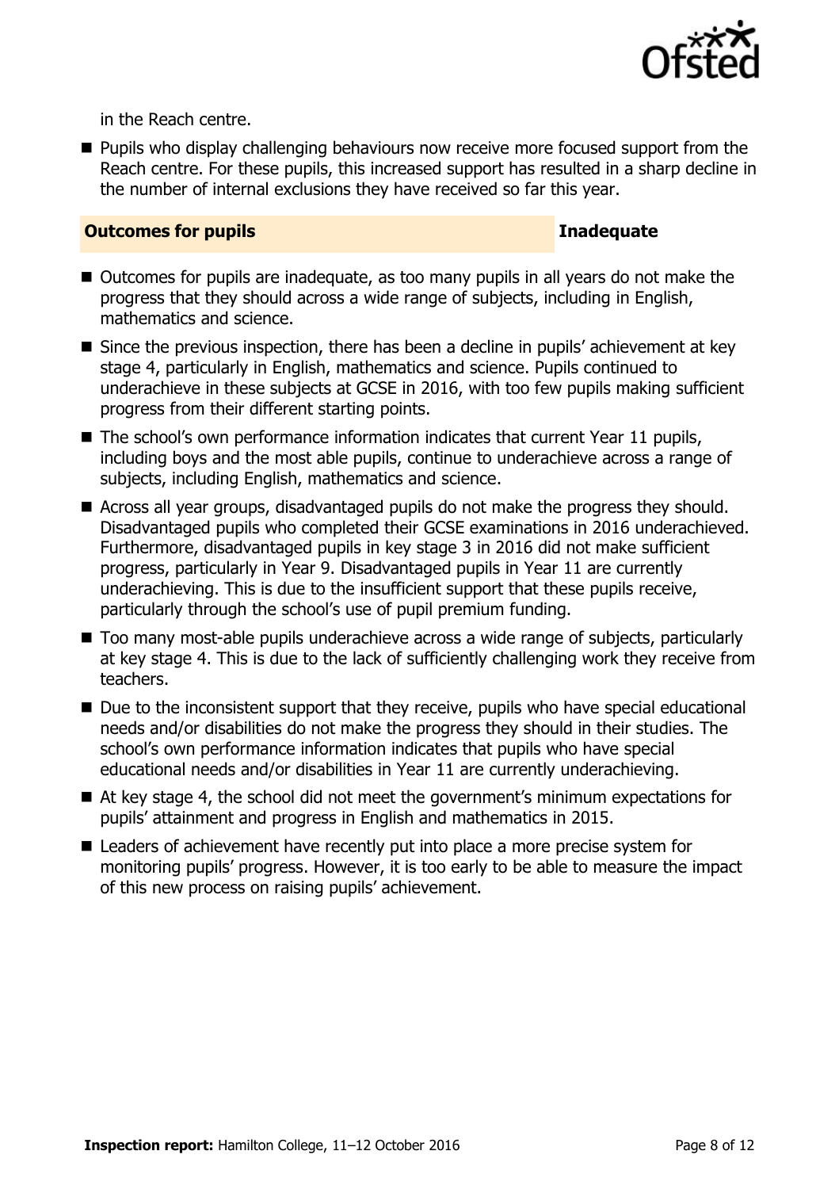in the Reach centre.

- Pupils who display challenging behaviours now receive more focused support from the Reach centre. For these pupils, this increased support has resulted in a sharp decline in the number of internal exclusions they have received so far this year.

## Outcomes for pupils — Inadequate

- Outcomes for pupils are inadequate, as too many pupils in all years do not make the progress that they should across a wide range of subjects, including in English, mathematics and science.
- Since the previous inspection, there has been a decline in pupils' achievement at key stage 4, particularly in English, mathematics and science. Pupils continued to underachieve in these subjects at GCSE in 2016, with too few pupils making sufficient progress from their different starting points.
- The school's own performance information indicates that current Year 11 pupils, including boys and the most able pupils, continue to underachieve across a range of subjects, including English, mathematics and science.
- Across all year groups, disadvantaged pupils do not make the progress they should. Disadvantaged pupils who completed their GCSE examinations in 2016 underachieved. Furthermore, disadvantaged pupils in key stage 3 in 2016 did not make sufficient progress, particularly in Year 9. Disadvantaged pupils in Year 11 are currently underachieving. This is due to the insufficient support that these pupils receive, particularly through the school's use of pupil premium funding.
- Too many most-able pupils underachieve across a wide range of subjects, particularly at key stage 4. This is due to the lack of sufficiently challenging work they receive from teachers.
- Due to the inconsistent support that they receive, pupils who have special educational needs and/or disabilities do not make the progress they should in their studies. The school's own performance information indicates that pupils who have special educational needs and/or disabilities in Year 11 are currently underachieving.
- At key stage 4, the school did not meet the government's minimum expectations for pupils' attainment and progress in English and mathematics in 2015.
- Leaders of achievement have recently put into place a more precise system for monitoring pupils' progress. However, it is too early to be able to measure the impact of this new process on raising pupils' achievement.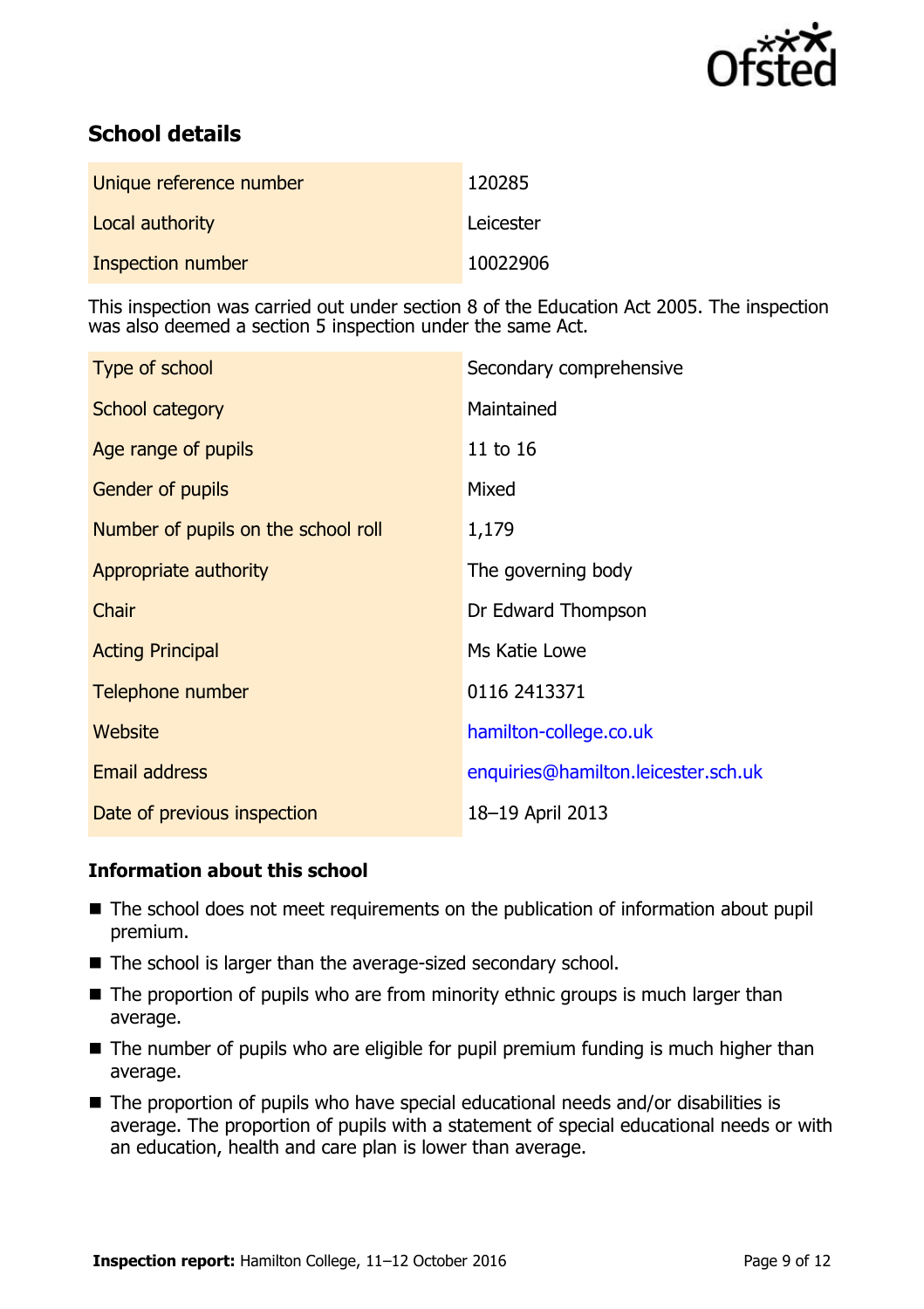## School details

| | |
|---|---|
| Unique reference number | 120285 |
| Local authority | Leicester |
| Inspection number | 10022906 |

This inspection was carried out under section 8 of the Education Act 2005. The inspection was also deemed a section 5 inspection under the same Act.

| | |
|---|---|
| Type of school | Secondary comprehensive |
| School category | Maintained |
| Age range of pupils | 11 to 16 |
| Gender of pupils | Mixed |
| Number of pupils on the school roll | 1,179 |
| Appropriate authority | The governing body |
| Chair | Dr Edward Thompson |
| Acting Principal | Ms Katie Lowe |
| Telephone number | 0116 2413371 |
| Website | hamilton-college.co.uk |
| Email address | enquiries@hamilton.leicester.sch.uk |
| Date of previous inspection | 18–19 April 2013 |

### Information about this school

- The school does not meet requirements on the publication of information about pupil premium.
- The school is larger than the average-sized secondary school.
- The proportion of pupils who are from minority ethnic groups is much larger than average.
- The number of pupils who are eligible for pupil premium funding is much higher than average.
- The proportion of pupils who have special educational needs and/or disabilities is average. The proportion of pupils with a statement of special educational needs or with an education, health and care plan is lower than average.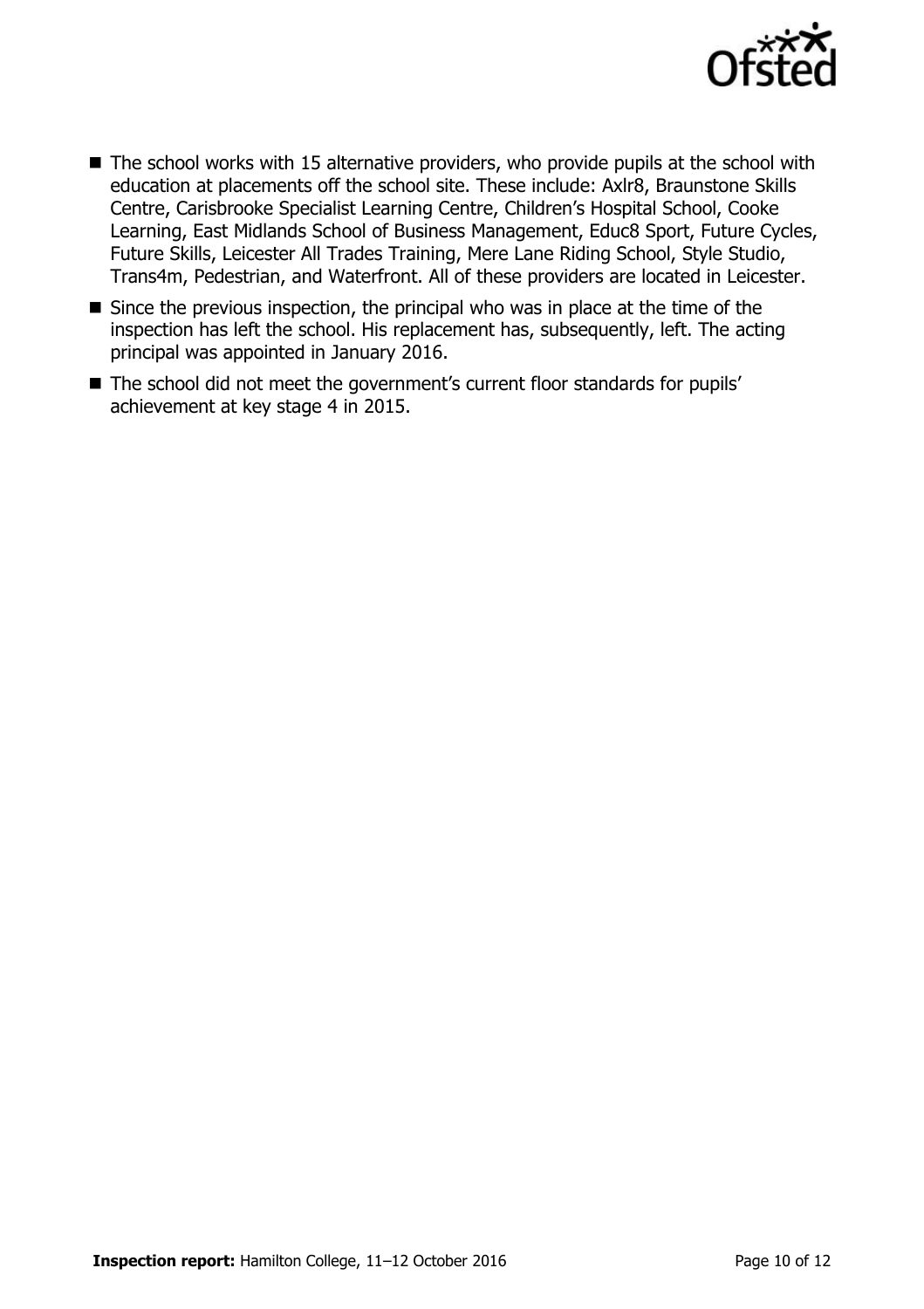- The school works with 15 alternative providers, who provide pupils at the school with education at placements off the school site. These include: Axlr8, Braunstone Skills Centre, Carisbrooke Specialist Learning Centre, Children's Hospital School, Cooke Learning, East Midlands School of Business Management, Educ8 Sport, Future Cycles, Future Skills, Leicester All Trades Training, Mere Lane Riding School, Style Studio, Trans4m, Pedestrian, and Waterfront. All of these providers are located in Leicester.
- Since the previous inspection, the principal who was in place at the time of the inspection has left the school. His replacement has, subsequently, left. The acting principal was appointed in January 2016.
- The school did not meet the government's current floor standards for pupils' achievement at key stage 4 in 2015.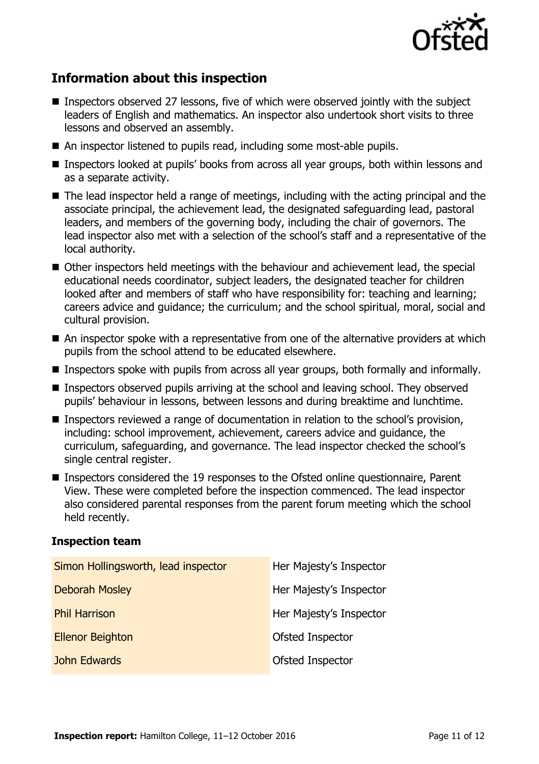## Information about this inspection

- Inspectors observed 27 lessons, five of which were observed jointly with the subject leaders of English and mathematics. An inspector also undertook short visits to three lessons and observed an assembly.
- An inspector listened to pupils read, including some most-able pupils.
- Inspectors looked at pupils' books from across all year groups, both within lessons and as a separate activity.
- The lead inspector held a range of meetings, including with the acting principal and the associate principal, the achievement lead, the designated safeguarding lead, pastoral leaders, and members of the governing body, including the chair of governors. The lead inspector also met with a selection of the school's staff and a representative of the local authority.
- Other inspectors held meetings with the behaviour and achievement lead, the special educational needs coordinator, subject leaders, the designated teacher for children looked after and members of staff who have responsibility for: teaching and learning; careers advice and guidance; the curriculum; and the school spiritual, moral, social and cultural provision.
- An inspector spoke with a representative from one of the alternative providers at which pupils from the school attend to be educated elsewhere.
- Inspectors spoke with pupils from across all year groups, both formally and informally.
- Inspectors observed pupils arriving at the school and leaving school. They observed pupils' behaviour in lessons, between lessons and during breaktime and lunchtime.
- Inspectors reviewed a range of documentation in relation to the school's provision, including: school improvement, achievement, careers advice and guidance, the curriculum, safeguarding, and governance. The lead inspector checked the school's single central register.
- Inspectors considered the 19 responses to the Ofsted online questionnaire, Parent View. These were completed before the inspection commenced. The lead inspector also considered parental responses from the parent forum meeting which the school held recently.

### Inspection team

| | |
|---|---|
| Simon Hollingsworth, lead inspector | Her Majesty's Inspector |
| Deborah Mosley | Her Majesty's Inspector |
| Phil Harrison | Her Majesty's Inspector |
| Ellenor Beighton | Ofsted Inspector |
| John Edwards | Ofsted Inspector |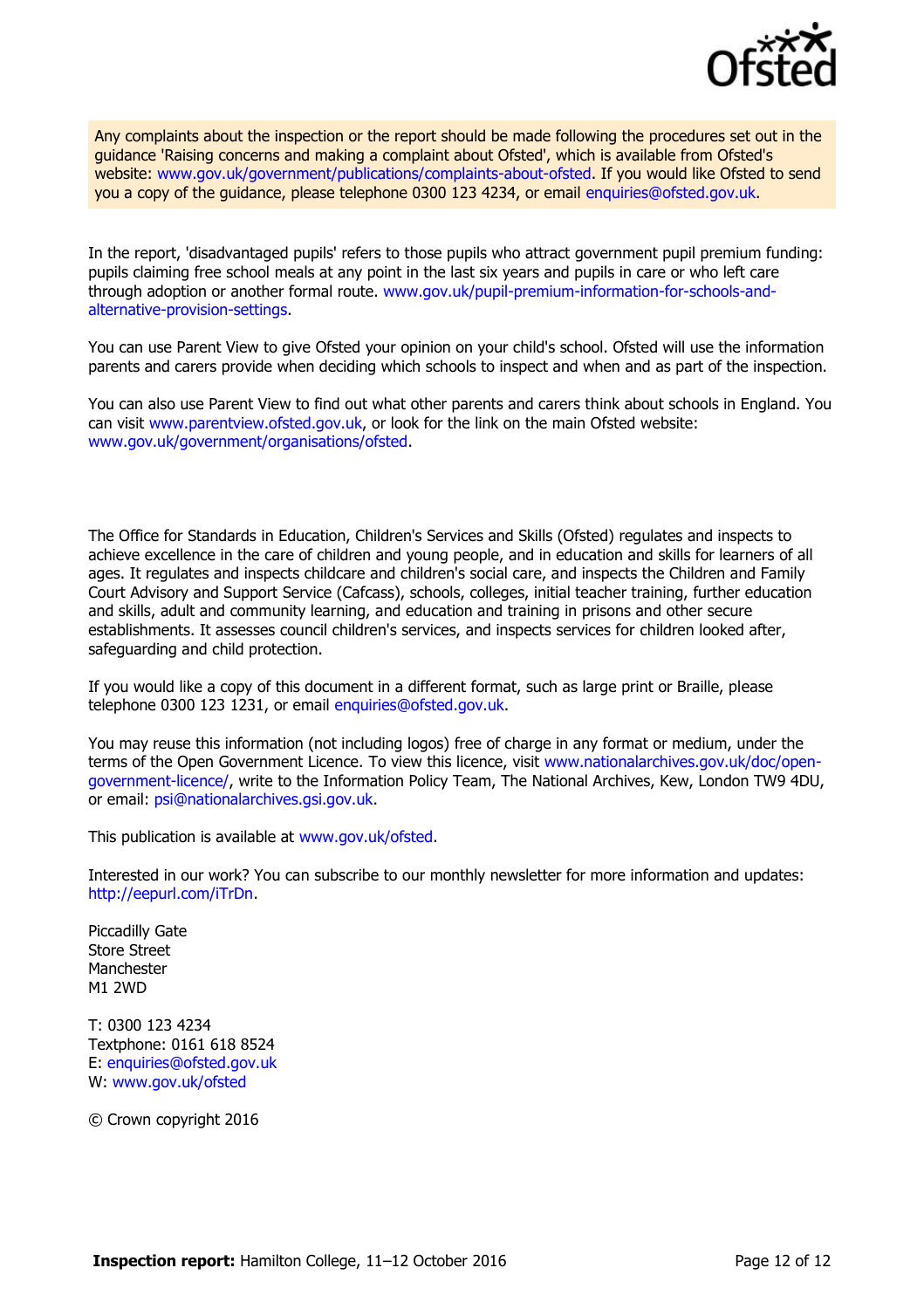Any complaints about the inspection or the report should be made following the procedures set out in the guidance 'Raising concerns and making a complaint about Ofsted', which is available from Ofsted's website: www.gov.uk/government/publications/complaints-about-ofsted. If you would like Ofsted to send you a copy of the guidance, please telephone 0300 123 4234, or email enquiries@ofsted.gov.uk.

In the report, 'disadvantaged pupils' refers to those pupils who attract government pupil premium funding: pupils claiming free school meals at any point in the last six years and pupils in care or who left care through adoption or another formal route. www.gov.uk/pupil-premium-information-for-schools-and-alternative-provision-settings.

You can use Parent View to give Ofsted your opinion on your child's school. Ofsted will use the information parents and carers provide when deciding which schools to inspect and when and as part of the inspection.

You can also use Parent View to find out what other parents and carers think about schools in England. You can visit www.parentview.ofsted.gov.uk, or look for the link on the main Ofsted website: www.gov.uk/government/organisations/ofsted.

The Office for Standards in Education, Children's Services and Skills (Ofsted) regulates and inspects to achieve excellence in the care of children and young people, and in education and skills for learners of all ages. It regulates and inspects childcare and children's social care, and inspects the Children and Family Court Advisory and Support Service (Cafcass), schools, colleges, initial teacher training, further education and skills, adult and community learning, and education and training in prisons and other secure establishments. It assesses council children's services, and inspects services for children looked after, safeguarding and child protection.

If you would like a copy of this document in a different format, such as large print or Braille, please telephone 0300 123 1231, or email enquiries@ofsted.gov.uk.

You may reuse this information (not including logos) free of charge in any format or medium, under the terms of the Open Government Licence. To view this licence, visit www.nationalarchives.gov.uk/doc/open-government-licence/, write to the Information Policy Team, The National Archives, Kew, London TW9 4DU, or email: psi@nationalarchives.gsi.gov.uk.

This publication is available at www.gov.uk/ofsted.

Interested in our work? You can subscribe to our monthly newsletter for more information and updates: http://eepurl.com/iTrDn.

Piccadilly Gate
Store Street
Manchester
M1 2WD

T: 0300 123 4234
Textphone: 0161 618 8524
E: enquiries@ofsted.gov.uk
W: www.gov.uk/ofsted

© Crown copyright 2016